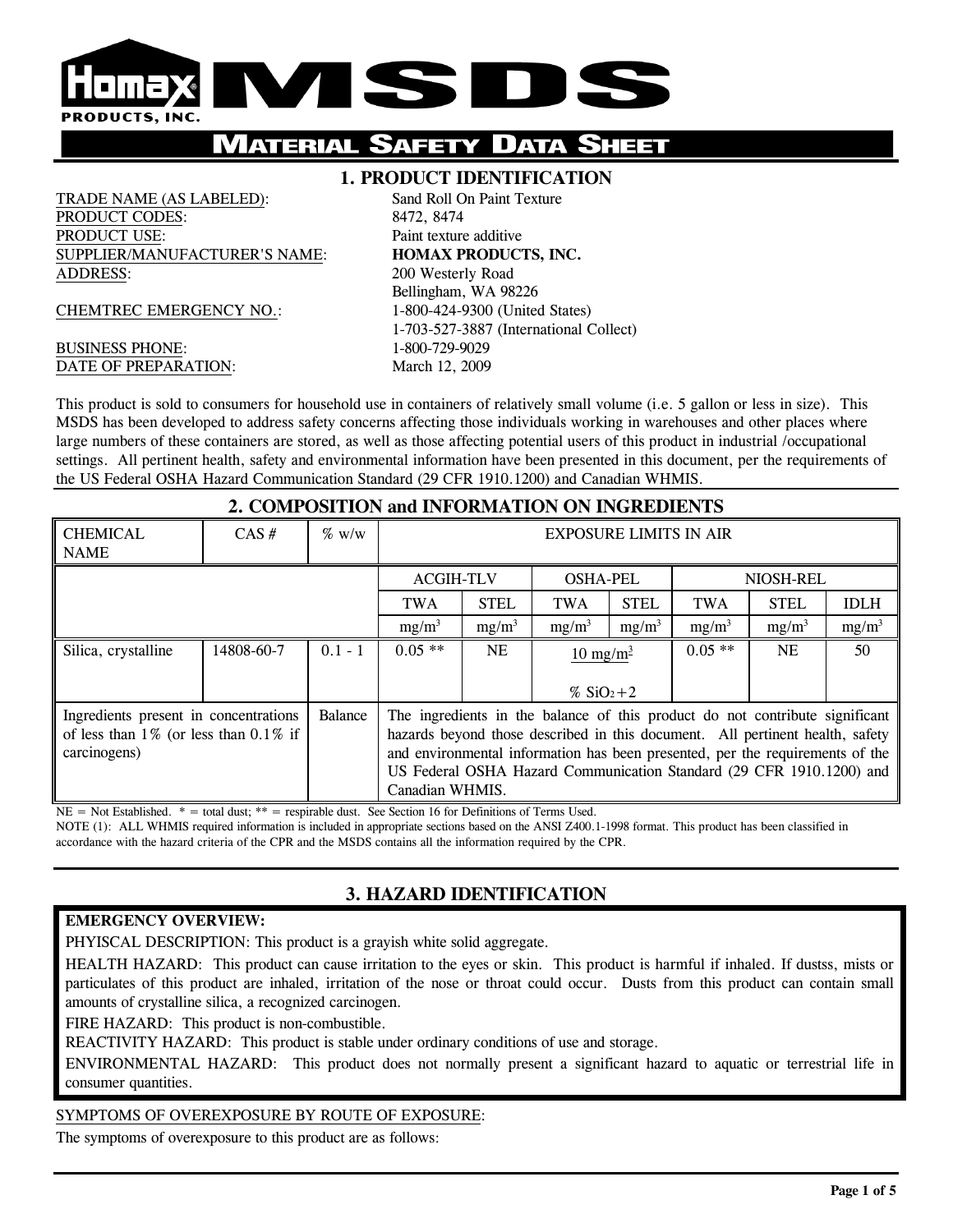# Homax PRODUCTS, INC. MSDS

## MATERIAL SAFETY DATA SHEET

## 1. PRODUCT IDENTIFICATION

TRADE NAME (AS LABELED): Sand Roll On Paint Texture
PRODUCT CODES: 8472, 8474
PRODUCT USE: Paint texture additive
SUPPLIER/MANUFACTURER'S NAME: **HOMAX PRODUCTS, INC.**
ADDRESS: 200 Westerly Road
Bellingham, WA 98226
CHEMTREC EMERGENCY NO.: 1-800-424-9300 (United States)
1-703-527-3887 (International Collect)
BUSINESS PHONE: 1-800-729-9029
DATE OF PREPARATION: March 12, 2009

This product is sold to consumers for household use in containers of relatively small volume (i.e. 5 gallon or less in size). This MSDS has been developed to address safety concerns affecting those individuals working in warehouses and other places where large numbers of these containers are stored, as well as those affecting potential users of this product in industrial /occupational settings. All pertinent health, safety and environmental information have been presented in this document, per the requirements of the US Federal OSHA Hazard Communication Standard (29 CFR 1910.1200) and Canadian WHMIS.

## 2. COMPOSITION and INFORMATION ON INGREDIENTS

| CHEMICAL NAME | CAS # | % w/w | EXPOSURE LIMITS IN AIR | | | | | | |
|---|---|---|---|---|---|---|---|---|---|
| | | | ACGIH-TLV | | OSHA-PEL | | NIOSH-REL | | |
| | | | TWA | STEL | TWA | STEL | TWA | STEL | IDLH |
| | | | $mg/m^3$ | $mg/m^3$ | $mg/m^3$ | $mg/m^3$ | $mg/m^3$ | $mg/m^3$ | $mg/m^3$ |
| Silica, crystalline | 14808-60-7 | 0.1 - 1 | 0.05 ** | NE | $\frac{10\ mg/m^3}{\%\ SiO_2+2}$ | | 0.05 ** | NE | 50 |
| Ingredients present in concentrations of less than 1% (or less than 0.1% if carcinogens) | | Balance | The ingredients in the balance of this product do not contribute significant hazards beyond those described in this document. All pertinent health, safety and environmental information has been presented, per the requirements of the US Federal OSHA Hazard Communication Standard (29 CFR 1910.1200) and Canadian WHMIS. | | | | | | |

NE = Not Established. * = total dust; ** = respirable dust. See Section 16 for Definitions of Terms Used.
NOTE (1): ALL WHMIS required information is included in appropriate sections based on the ANSI Z400.1-1998 format. This product has been classified in accordance with the hazard criteria of the CPR and the MSDS contains all the information required by the CPR.

## 3. HAZARD IDENTIFICATION

**EMERGENCY OVERVIEW:**

PHYISCAL DESCRIPTION: This product is a grayish white solid aggregate.

HEALTH HAZARD: This product can cause irritation to the eyes or skin. This product is harmful if inhaled. If dustss, mists or particulates of this product are inhaled, irritation of the nose or throat could occur. Dusts from this product can contain small amounts of crystalline silica, a recognized carcinogen.

FIRE HAZARD: This product is non-combustible.

REACTIVITY HAZARD: This product is stable under ordinary conditions of use and storage.

ENVIRONMENTAL HAZARD: This product does not normally present a significant hazard to aquatic or terrestrial life in consumer quantities.

SYMPTOMS OF OVEREXPOSURE BY ROUTE OF EXPOSURE:

The symptoms of overexposure to this product are as follows: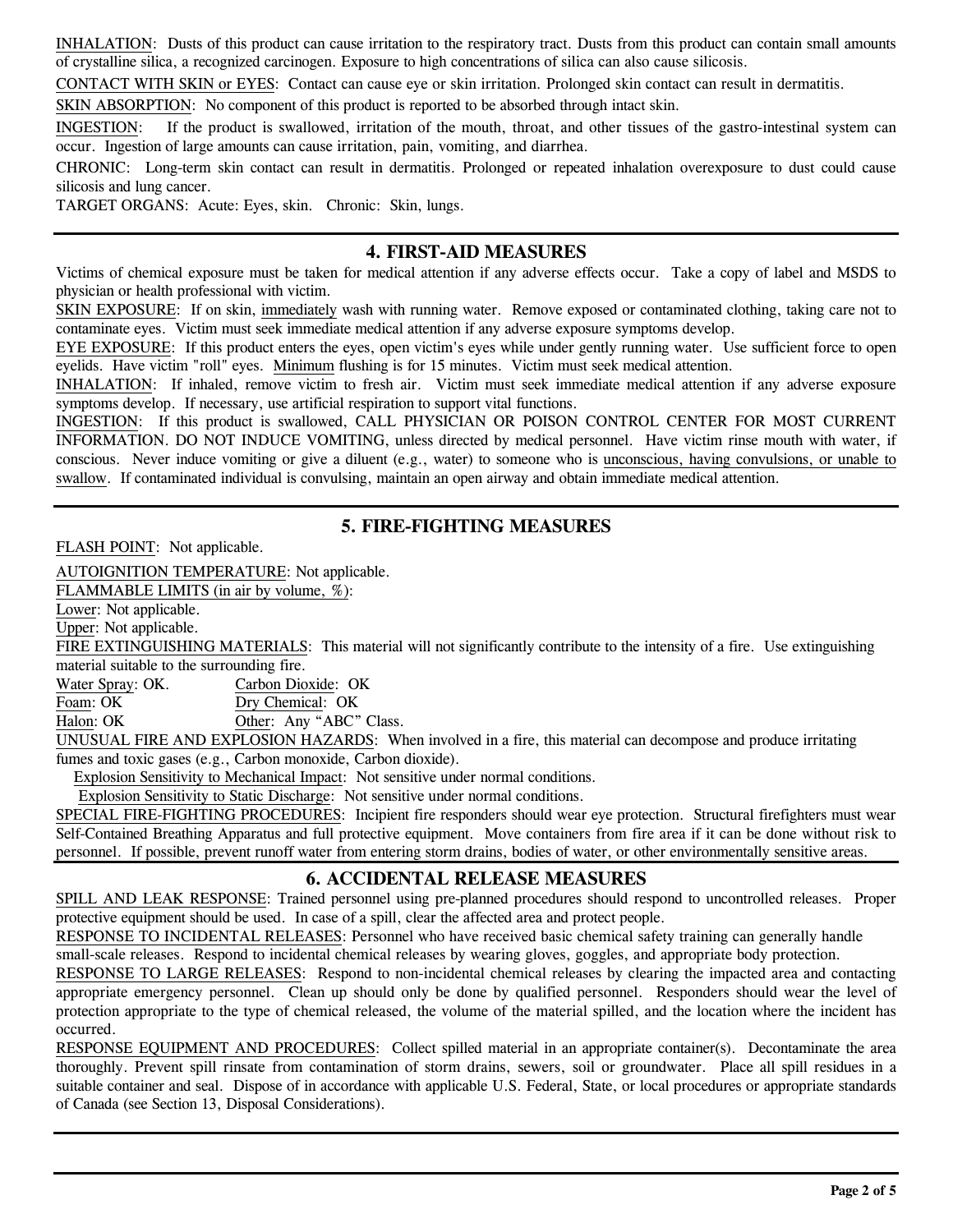INHALATION: Dusts of this product can cause irritation to the respiratory tract. Dusts from this product can contain small amounts of crystalline silica, a recognized carcinogen. Exposure to high concentrations of silica can also cause silicosis.

CONTACT WITH SKIN or EYES: Contact can cause eye or skin irritation. Prolonged skin contact can result in dermatitis.

SKIN ABSORPTION: No component of this product is reported to be absorbed through intact skin.

INGESTION: If the product is swallowed, irritation of the mouth, throat, and other tissues of the gastro-intestinal system can occur. Ingestion of large amounts can cause irritation, pain, vomiting, and diarrhea.

CHRONIC: Long-term skin contact can result in dermatitis. Prolonged or repeated inhalation overexposure to dust could cause silicosis and lung cancer.

TARGET ORGANS: Acute: Eyes, skin. Chronic: Skin, lungs.

## 4. FIRST-AID MEASURES

Victims of chemical exposure must be taken for medical attention if any adverse effects occur. Take a copy of label and MSDS to physician or health professional with victim.

SKIN EXPOSURE: If on skin, immediately wash with running water. Remove exposed or contaminated clothing, taking care not to contaminate eyes. Victim must seek immediate medical attention if any adverse exposure symptoms develop.

EYE EXPOSURE: If this product enters the eyes, open victim's eyes while under gently running water. Use sufficient force to open eyelids. Have victim "roll" eyes. Minimum flushing is for 15 minutes. Victim must seek medical attention.

INHALATION: If inhaled, remove victim to fresh air. Victim must seek immediate medical attention if any adverse exposure symptoms develop. If necessary, use artificial respiration to support vital functions.

INGESTION: If this product is swallowed, CALL PHYSICIAN OR POISON CONTROL CENTER FOR MOST CURRENT INFORMATION. DO NOT INDUCE VOMITING, unless directed by medical personnel. Have victim rinse mouth with water, if conscious. Never induce vomiting or give a diluent (e.g., water) to someone who is unconscious, having convulsions, or unable to swallow. If contaminated individual is convulsing, maintain an open airway and obtain immediate medical attention.

## 5. FIRE-FIGHTING MEASURES

FLASH POINT: Not applicable.

AUTOIGNITION TEMPERATURE: Not applicable.

FLAMMABLE LIMITS (in air by volume, %):

Lower: Not applicable.

Upper: Not applicable.

FIRE EXTINGUISHING MATERIALS: This material will not significantly contribute to the intensity of a fire. Use extinguishing material suitable to the surrounding fire.

Water Spray: OK. Carbon Dioxide: OK

Foam: OK Dry Chemical: OK

Halon: OK Other: Any "ABC" Class.

UNUSUAL FIRE AND EXPLOSION HAZARDS: When involved in a fire, this material can decompose and produce irritating fumes and toxic gases (e.g., Carbon monoxide, Carbon dioxide).

Explosion Sensitivity to Mechanical Impact: Not sensitive under normal conditions.

Explosion Sensitivity to Static Discharge: Not sensitive under normal conditions.

SPECIAL FIRE-FIGHTING PROCEDURES: Incipient fire responders should wear eye protection. Structural firefighters must wear Self-Contained Breathing Apparatus and full protective equipment. Move containers from fire area if it can be done without risk to personnel. If possible, prevent runoff water from entering storm drains, bodies of water, or other environmentally sensitive areas.

## 6. ACCIDENTAL RELEASE MEASURES

SPILL AND LEAK RESPONSE: Trained personnel using pre-planned procedures should respond to uncontrolled releases. Proper protective equipment should be used. In case of a spill, clear the affected area and protect people.

RESPONSE TO INCIDENTAL RELEASES: Personnel who have received basic chemical safety training can generally handle small-scale releases. Respond to incidental chemical releases by wearing gloves, goggles, and appropriate body protection.

RESPONSE TO LARGE RELEASES: Respond to non-incidental chemical releases by clearing the impacted area and contacting appropriate emergency personnel. Clean up should only be done by qualified personnel. Responders should wear the level of protection appropriate to the type of chemical released, the volume of the material spilled, and the location where the incident has occurred.

RESPONSE EQUIPMENT AND PROCEDURES: Collect spilled material in an appropriate container(s). Decontaminate the area thoroughly. Prevent spill rinsate from contamination of storm drains, sewers, soil or groundwater. Place all spill residues in a suitable container and seal. Dispose of in accordance with applicable U.S. Federal, State, or local procedures or appropriate standards of Canada (see Section 13, Disposal Considerations).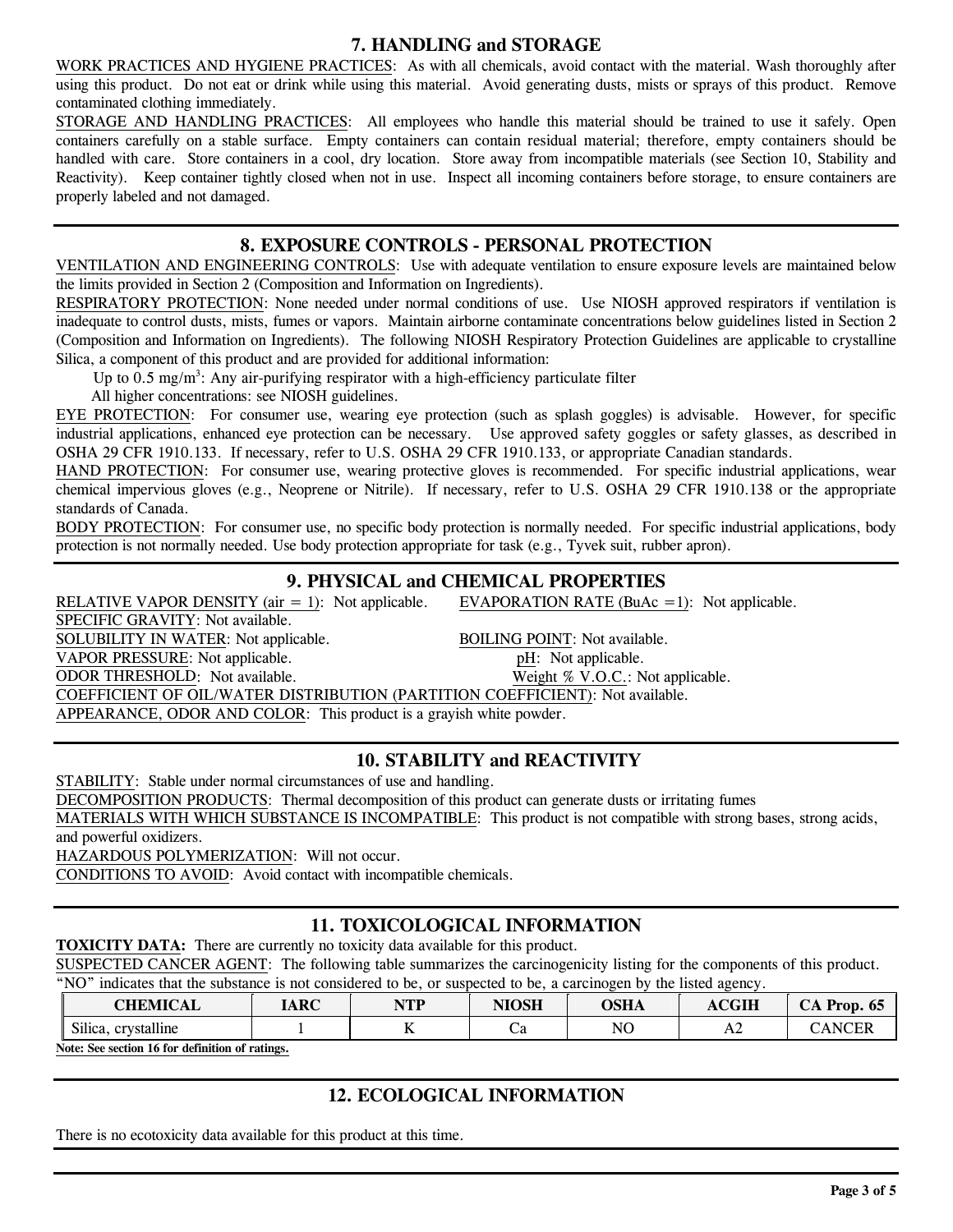## 7. HANDLING and STORAGE

WORK PRACTICES AND HYGIENE PRACTICES: As with all chemicals, avoid contact with the material. Wash thoroughly after using this product. Do not eat or drink while using this material. Avoid generating dusts, mists or sprays of this product. Remove contaminated clothing immediately.

STORAGE AND HANDLING PRACTICES: All employees who handle this material should be trained to use it safely. Open containers carefully on a stable surface. Empty containers can contain residual material; therefore, empty containers should be handled with care. Store containers in a cool, dry location. Store away from incompatible materials (see Section 10, Stability and Reactivity). Keep container tightly closed when not in use. Inspect all incoming containers before storage, to ensure containers are properly labeled and not damaged.

## 8. EXPOSURE CONTROLS - PERSONAL PROTECTION

VENTILATION AND ENGINEERING CONTROLS: Use with adequate ventilation to ensure exposure levels are maintained below the limits provided in Section 2 (Composition and Information on Ingredients).

RESPIRATORY PROTECTION: None needed under normal conditions of use. Use NIOSH approved respirators if ventilation is inadequate to control dusts, mists, fumes or vapors. Maintain airborne contaminate concentrations below guidelines listed in Section 2 (Composition and Information on Ingredients). The following NIOSH Respiratory Protection Guidelines are applicable to crystalline Silica, a component of this product and are provided for additional information:

Up to 0.5 mg/m$^3$: Any air-purifying respirator with a high-efficiency particulate filter

All higher concentrations: see NIOSH guidelines.

EYE PROTECTION: For consumer use, wearing eye protection (such as splash goggles) is advisable. However, for specific industrial applications, enhanced eye protection can be necessary. Use approved safety goggles or safety glasses, as described in OSHA 29 CFR 1910.133. If necessary, refer to U.S. OSHA 29 CFR 1910.133, or appropriate Canadian standards.

HAND PROTECTION: For consumer use, wearing protective gloves is recommended. For specific industrial applications, wear chemical impervious gloves (e.g., Neoprene or Nitrile). If necessary, refer to U.S. OSHA 29 CFR 1910.138 or the appropriate standards of Canada.

BODY PROTECTION: For consumer use, no specific body protection is normally needed. For specific industrial applications, body protection is not normally needed. Use body protection appropriate for task (e.g., Tyvek suit, rubber apron).

## 9. PHYSICAL and CHEMICAL PROPERTIES

RELATIVE VAPOR DENSITY (air = 1): Not applicable.

EVAPORATION RATE (BuAc =1): Not applicable.

SPECIFIC GRAVITY: Not available.

SOLUBILITY IN WATER: Not applicable.

BOILING POINT: Not available.

VAPOR PRESSURE: Not applicable.

pH: Not applicable.

ODOR THRESHOLD: Not available.

Weight % V.O.C.: Not applicable.

COEFFICIENT OF OIL/WATER DISTRIBUTION (PARTITION COEFFICIENT): Not available.

APPEARANCE, ODOR AND COLOR: This product is a grayish white powder.

## 10. STABILITY and REACTIVITY

STABILITY: Stable under normal circumstances of use and handling.

DECOMPOSITION PRODUCTS: Thermal decomposition of this product can generate dusts or irritating fumes

MATERIALS WITH WHICH SUBSTANCE IS INCOMPATIBLE: This product is not compatible with strong bases, strong acids, and powerful oxidizers.

HAZARDOUS POLYMERIZATION: Will not occur.

CONDITIONS TO AVOID: Avoid contact with incompatible chemicals.

## 11. TOXICOLOGICAL INFORMATION

**TOXICITY DATA:** There are currently no toxicity data available for this product.

SUSPECTED CANCER AGENT: The following table summarizes the carcinogenicity listing for the components of this product. "NO" indicates that the substance is not considered to be, or suspected to be, a carcinogen by the listed agency.

| CHEMICAL | IARC | NTP | NIOSH | OSHA | ACGIH | CA Prop. 65 |
|---|---|---|---|---|---|---|
| Silica, crystalline | 1 | K | Ca | NO | A2 | CANCER |

**Note: See section 16 for definition of ratings.**

## 12. ECOLOGICAL INFORMATION

There is no ecotoxicity data available for this product at this time.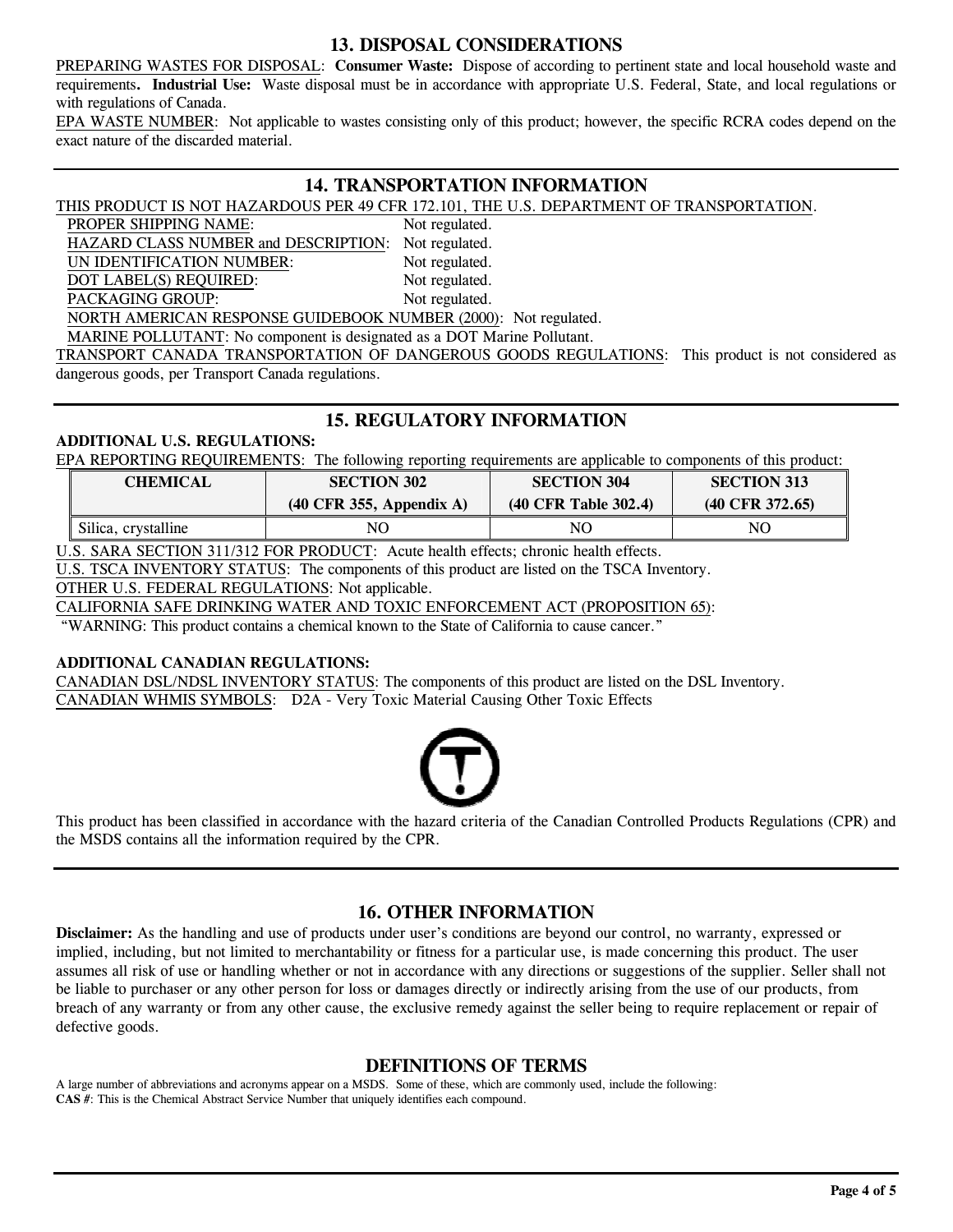## 13. DISPOSAL CONSIDERATIONS

PREPARING WASTES FOR DISPOSAL: **Consumer Waste:** Dispose of according to pertinent state and local household waste and requirements**. Industrial Use:** Waste disposal must be in accordance with appropriate U.S. Federal, State, and local regulations or with regulations of Canada.

EPA WASTE NUMBER: Not applicable to wastes consisting only of this product; however, the specific RCRA codes depend on the exact nature of the discarded material.

## 14. TRANSPORTATION INFORMATION

THIS PRODUCT IS NOT HAZARDOUS PER 49 CFR 172.101, THE U.S. DEPARTMENT OF TRANSPORTATION.

PROPER SHIPPING NAME: Not regulated.
HAZARD CLASS NUMBER and DESCRIPTION: Not regulated.
UN IDENTIFICATION NUMBER: Not regulated.
DOT LABEL(S) REQUIRED: Not regulated.
PACKAGING GROUP: Not regulated.
NORTH AMERICAN RESPONSE GUIDEBOOK NUMBER (2000): Not regulated.
MARINE POLLUTANT: No component is designated as a DOT Marine Pollutant.

TRANSPORT CANADA TRANSPORTATION OF DANGEROUS GOODS REGULATIONS: This product is not considered as dangerous goods, per Transport Canada regulations.

## 15. REGULATORY INFORMATION

**ADDITIONAL U.S. REGULATIONS:**

EPA REPORTING REQUIREMENTS: The following reporting requirements are applicable to components of this product:

| CHEMICAL | SECTION 302 (40 CFR 355, Appendix A) | SECTION 304 (40 CFR Table 302.4) | SECTION 313 (40 CFR 372.65) |
|---|---|---|---|
| Silica, crystalline | NO | NO | NO |

U.S. SARA SECTION 311/312 FOR PRODUCT: Acute health effects; chronic health effects.

U.S. TSCA INVENTORY STATUS: The components of this product are listed on the TSCA Inventory.

OTHER U.S. FEDERAL REGULATIONS: Not applicable.

CALIFORNIA SAFE DRINKING WATER AND TOXIC ENFORCEMENT ACT (PROPOSITION 65):
"WARNING: This product contains a chemical known to the State of California to cause cancer."

**ADDITIONAL CANADIAN REGULATIONS:**

CANADIAN DSL/NDSL INVENTORY STATUS: The components of this product are listed on the DSL Inventory.

CANADIAN WHMIS SYMBOLS: D2A - Very Toxic Material Causing Other Toxic Effects

This product has been classified in accordance with the hazard criteria of the Canadian Controlled Products Regulations (CPR) and the MSDS contains all the information required by the CPR.

## 16. OTHER INFORMATION

**Disclaimer:** As the handling and use of products under user's conditions are beyond our control, no warranty, expressed or implied, including, but not limited to merchantability or fitness for a particular use, is made concerning this product. The user assumes all risk of use or handling whether or not in accordance with any directions or suggestions of the supplier. Seller shall not be liable to purchaser or any other person for loss or damages directly or indirectly arising from the use of our products, from breach of any warranty or from any other cause, the exclusive remedy against the seller being to require replacement or repair of defective goods.

## DEFINITIONS OF TERMS

A large number of abbreviations and acronyms appear on a MSDS. Some of these, which are commonly used, include the following:

**CAS #**: This is the Chemical Abstract Service Number that uniquely identifies each compound.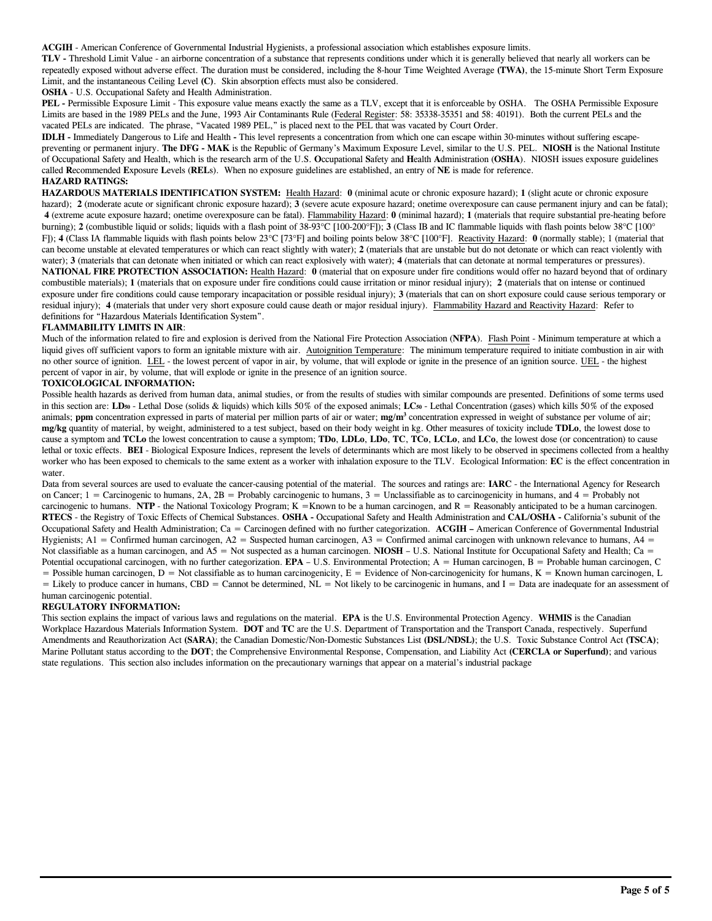**ACGIH** - American Conference of Governmental Industrial Hygienists, a professional association which establishes exposure limits.
**TLV -** Threshold Limit Value - an airborne concentration of a substance that represents conditions under which it is generally believed that nearly all workers can be repeatedly exposed without adverse effect. The duration must be considered, including the 8-hour Time Weighted Average **(TWA)**, the 15-minute Short Term Exposure Limit, and the instantaneous Ceiling Level **(C)**. Skin absorption effects must also be considered.
**OSHA** - U.S. Occupational Safety and Health Administration.
**PEL -** Permissible Exposure Limit - This exposure value means exactly the same as a TLV, except that it is enforceable by OSHA. The OSHA Permissible Exposure Limits are based in the 1989 PELs and the June, 1993 Air Contaminants Rule (Federal Register: 58: 35338-35351 and 58: 40191). Both the current PELs and the vacated PELs are indicated. The phrase, "Vacated 1989 PEL," is placed next to the PEL that was vacated by Court Order.
**IDLH -** Immediately Dangerous to Life and Health **-** This level represents a concentration from which one can escape within 30-minutes without suffering escape-preventing or permanent injury. **The DFG - MAK** is the Republic of Germany's Maximum Exposure Level, similar to the U.S. PEL. **NIOSH** is the National Institute of Occupational Safety and Health, which is the research arm of the U.S. **O**ccupational **S**afety and **H**ealth **A**dministration (**OSHA**). NIOSH issues exposure guidelines called **R**ecommended **E**xposure **L**evels (**REL**s). When no exposure guidelines are established, an entry of **NE** is made for reference.

**HAZARD RATINGS:**

**HAZARDOUS MATERIALS IDENTIFICATION SYSTEM:** Health Hazard: **0** (minimal acute or chronic exposure hazard); **1** (slight acute or chronic exposure hazard); **2** (moderate acute or significant chronic exposure hazard); **3** (severe acute exposure hazard; onetime overexposure can cause permanent injury and can be fatal); **4** (extreme acute exposure hazard; onetime overexposure can be fatal). Flammability Hazard: **0** (minimal hazard); **1** (materials that require substantial pre-heating before burning); **2** (combustible liquid or solids; liquids with a flash point of 38-93°C [100-200°F]); **3** (Class IB and IC flammable liquids with flash points below 38°C [100°F]); **4** (Class IA flammable liquids with flash points below 23°C [73°F] and boiling points below 38°C [100°F]. Reactivity Hazard: **0** (normally stable); 1 (material that can become unstable at elevated temperatures or which can react slightly with water); **2** (materials that are unstable but do not detonate or which can react violently with water); **3** (materials that can detonate when initiated or which can react explosively with water); **4** (materials that can detonate at normal temperatures or pressures).
**NATIONAL FIRE PROTECTION ASSOCIATION:** Health Hazard: **0** (material that on exposure under fire conditions would offer no hazard beyond that of ordinary combustible materials); **1** (materials that on exposure under fire conditions could cause irritation or minor residual injury); **2** (materials that on intense or continued exposure under fire conditions could cause temporary incapacitation or possible residual injury); **3** (materials that can on short exposure could cause serious temporary or residual injury); **4** (materials that under very short exposure could cause death or major residual injury). Flammability Hazard and Reactivity Hazard: Refer to definitions for "Hazardous Materials Identification System".

**FLAMMABILITY LIMITS IN AIR**:

Much of the information related to fire and explosion is derived from the National Fire Protection Association (**NFPA**). Flash Point - Minimum temperature at which a liquid gives off sufficient vapors to form an ignitable mixture with air. Autoignition Temperature: The minimum temperature required to initiate combustion in air with no other source of ignition. LEL - the lowest percent of vapor in air, by volume, that will explode or ignite in the presence of an ignition source. UEL - the highest percent of vapor in air, by volume, that will explode or ignite in the presence of an ignition source.

**TOXICOLOGICAL INFORMATION:**

Possible health hazards as derived from human data, animal studies, or from the results of studies with similar compounds are presented. Definitions of some terms used in this section are: **$LD_{50}$** - Lethal Dose (solids & liquids) which kills 50% of the exposed animals; **$LC_{50}$** - Lethal Concentration (gases) which kills 50% of the exposed animals; **ppm** concentration expressed in parts of material per million parts of air or water; **$mg/m^3$** concentration expressed in weight of substance per volume of air; **mg/kg** quantity of material, by weight, administered to a test subject, based on their body weight in kg. Other measures of toxicity include **TDLo**, the lowest dose to cause a symptom and **TCLo** the lowest concentration to cause a symptom; **TDo**, **LDLo**, **LDo**, **TC**, **TCo**, **LCLo**, and **LCo**, the lowest dose (or concentration) to cause lethal or toxic effects. **BEI** - Biological Exposure Indices, represent the levels of determinants which are most likely to be observed in specimens collected from a healthy worker who has been exposed to chemicals to the same extent as a worker with inhalation exposure to the TLV. Ecological Information: **EC** is the effect concentration in water.

Data from several sources are used to evaluate the cancer-causing potential of the material. The sources and ratings are: **IARC** - the International Agency for Research on Cancer; 1 = Carcinogenic to humans, 2A, 2B = Probably carcinogenic to humans, 3 = Unclassifiable as to carcinogenicity in humans, and 4 = Probably not carcinogenic to humans. **NTP** - the National Toxicology Program; K =Known to be a human carcinogen, and R = Reasonably anticipated to be a human carcinogen. **RTECS** - the Registry of Toxic Effects of Chemical Substances. **OSHA -** Occupational Safety and Health Administration and **CAL/OSHA -** California's subunit of the Occupational Safety and Health Administration; Ca = Carcinogen defined with no further categorization. **ACGIH –** American Conference of Governmental Industrial Hygienists; A1 = Confirmed human carcinogen, A2 = Suspected human carcinogen, A3 = Confirmed animal carcinogen with unknown relevance to humans, A4 = Not classifiable as a human carcinogen, and A5 = Not suspected as a human carcinogen. **NIOSH** – U.S. National Institute for Occupational Safety and Health; Ca = Potential occupational carcinogen, with no further categorization. **EPA** – U.S. Environmental Protection; A = Human carcinogen, B = Probable human carcinogen, C = Possible human carcinogen, D = Not classifiable as to human carcinogenicity, E = Evidence of Non-carcinogenicity for humans, K = Known human carcinogen, L = Likely to produce cancer in humans, CBD = Cannot be determined, NL = Not likely to be carcinogenic in humans, and I = Data are inadequate for an assessment of human carcinogenic potential.

**REGULATORY INFORMATION:**

This section explains the impact of various laws and regulations on the material. **EPA** is the U.S. Environmental Protection Agency. **WHMIS** is the Canadian Workplace Hazardous Materials Information System. **DOT** and **TC** are the U.S. Department of Transportation and the Transport Canada, respectively. Superfund Amendments and Reauthorization Act **(SARA)**; the Canadian Domestic/Non-Domestic Substances List **(DSL/NDSL)**; the U.S. Toxic Substance Control Act **(TSCA)**; Marine Pollutant status according to the **DOT**; the Comprehensive Environmental Response, Compensation, and Liability Act **(CERCLA or Superfund)**; and various state regulations. This section also includes information on the precautionary warnings that appear on a material's industrial package